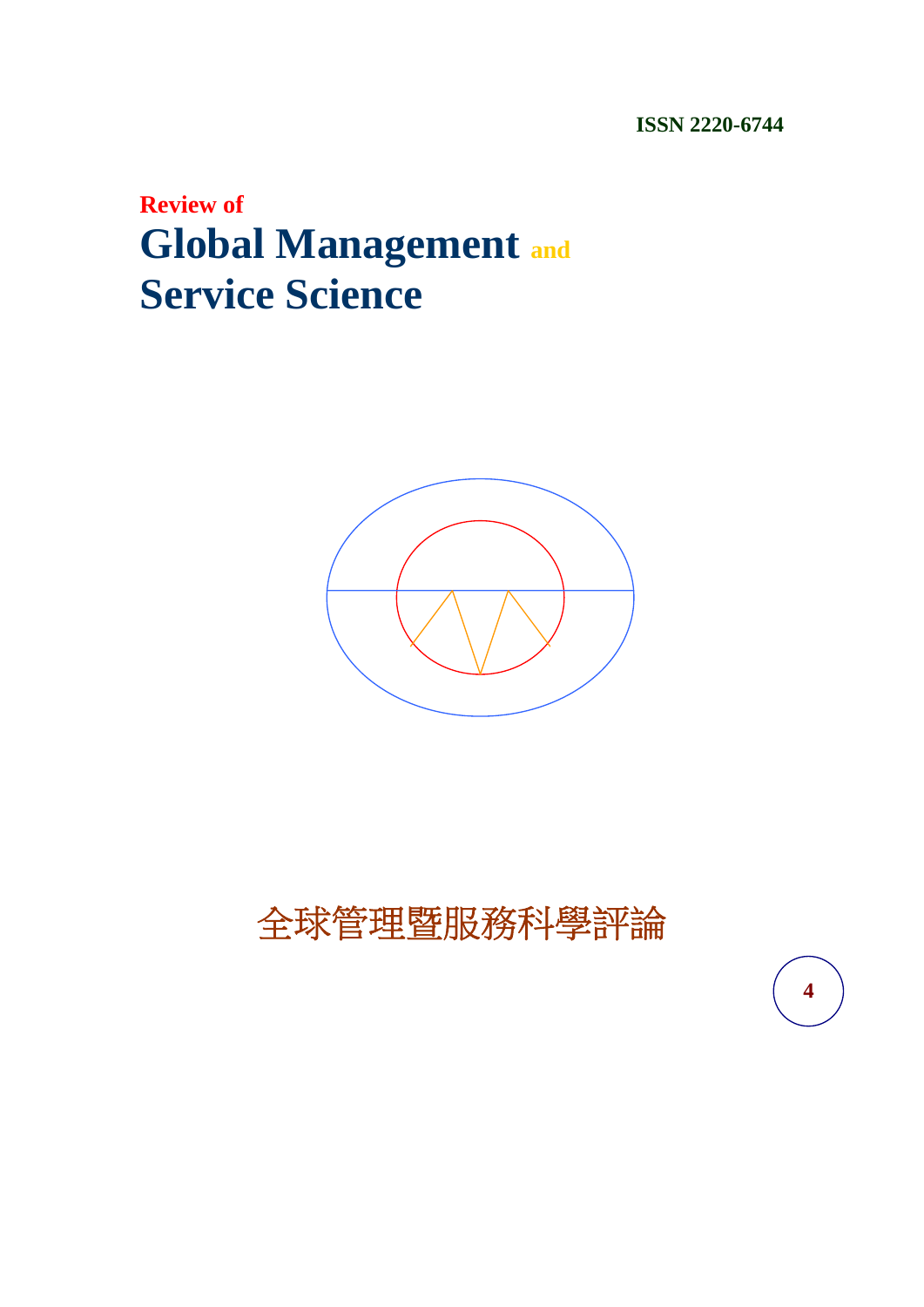ISSN 2220-6744

**Review of**

# Global Management and Service Science

全球管理暨服務科學評論

4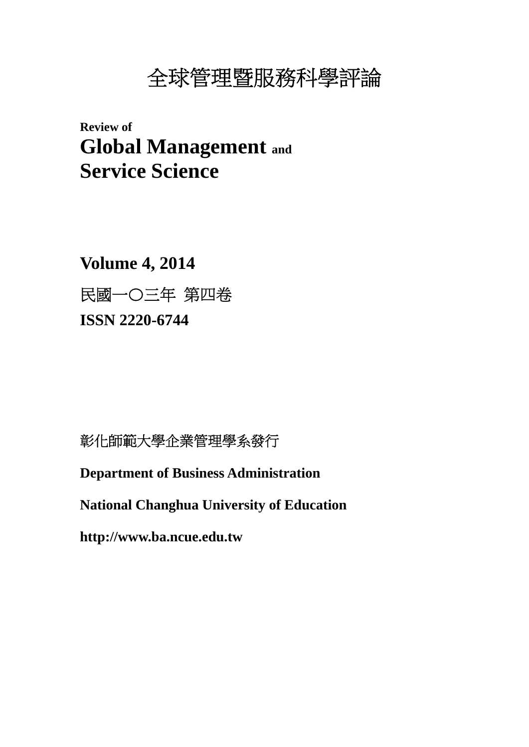# 全球管理暨服務科學評論

**Review of**
**Global Management and**
**Service Science**

**Volume 4, 2014**

民國一〇三年 第四卷

**ISSN 2220-6744**

彰化師範大學企業管理學系發行

**Department of Business Administration**

**National Changhua University of Education**

**http://www.ba.ncue.edu.tw**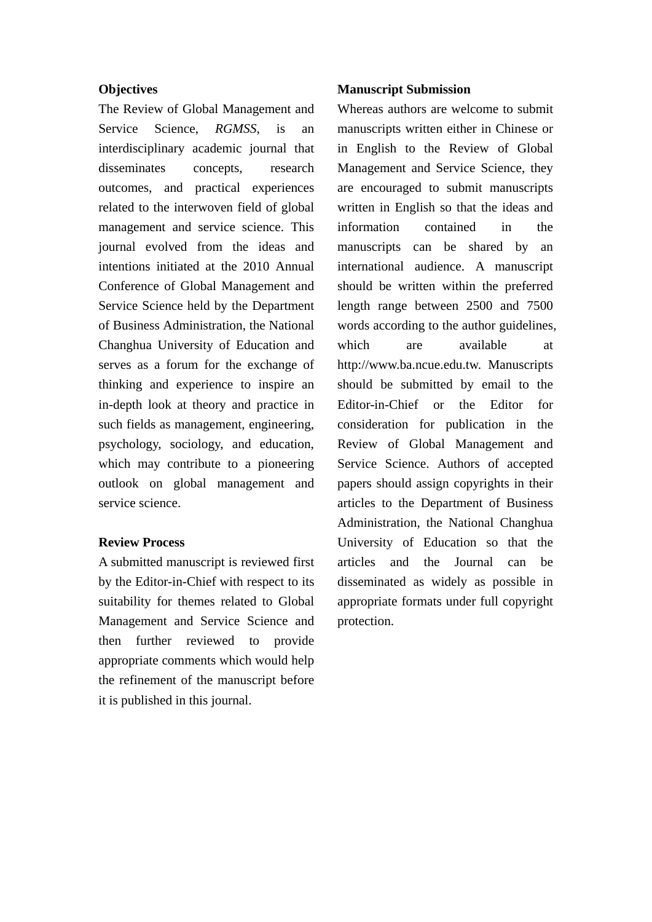**Objectives**

The Review of Global Management and Service Science, *RGMSS*, is an interdisciplinary academic journal that disseminates concepts, research outcomes, and practical experiences related to the interwoven field of global management and service science. This journal evolved from the ideas and intentions initiated at the 2010 Annual Conference of Global Management and Service Science held by the Department of Business Administration, the National Changhua University of Education and serves as a forum for the exchange of thinking and experience to inspire an in-depth look at theory and practice in such fields as management, engineering, psychology, sociology, and education, which may contribute to a pioneering outlook on global management and service science.

**Review Process**

A submitted manuscript is reviewed first by the Editor-in-Chief with respect to its suitability for themes related to Global Management and Service Science and then further reviewed to provide appropriate comments which would help the refinement of the manuscript before it is published in this journal.

**Manuscript Submission**

Whereas authors are welcome to submit manuscripts written either in Chinese or in English to the Review of Global Management and Service Science, they are encouraged to submit manuscripts written in English so that the ideas and information contained in the manuscripts can be shared by an international audience. A manuscript should be written within the preferred length range between 2500 and 7500 words according to the author guidelines, which are available at http://www.ba.ncue.edu.tw. Manuscripts should be submitted by email to the Editor-in-Chief or the Editor for consideration for publication in the Review of Global Management and Service Science. Authors of accepted papers should assign copyrights in their articles to the Department of Business Administration, the National Changhua University of Education so that the articles and the Journal can be disseminated as widely as possible in appropriate formats under full copyright protection.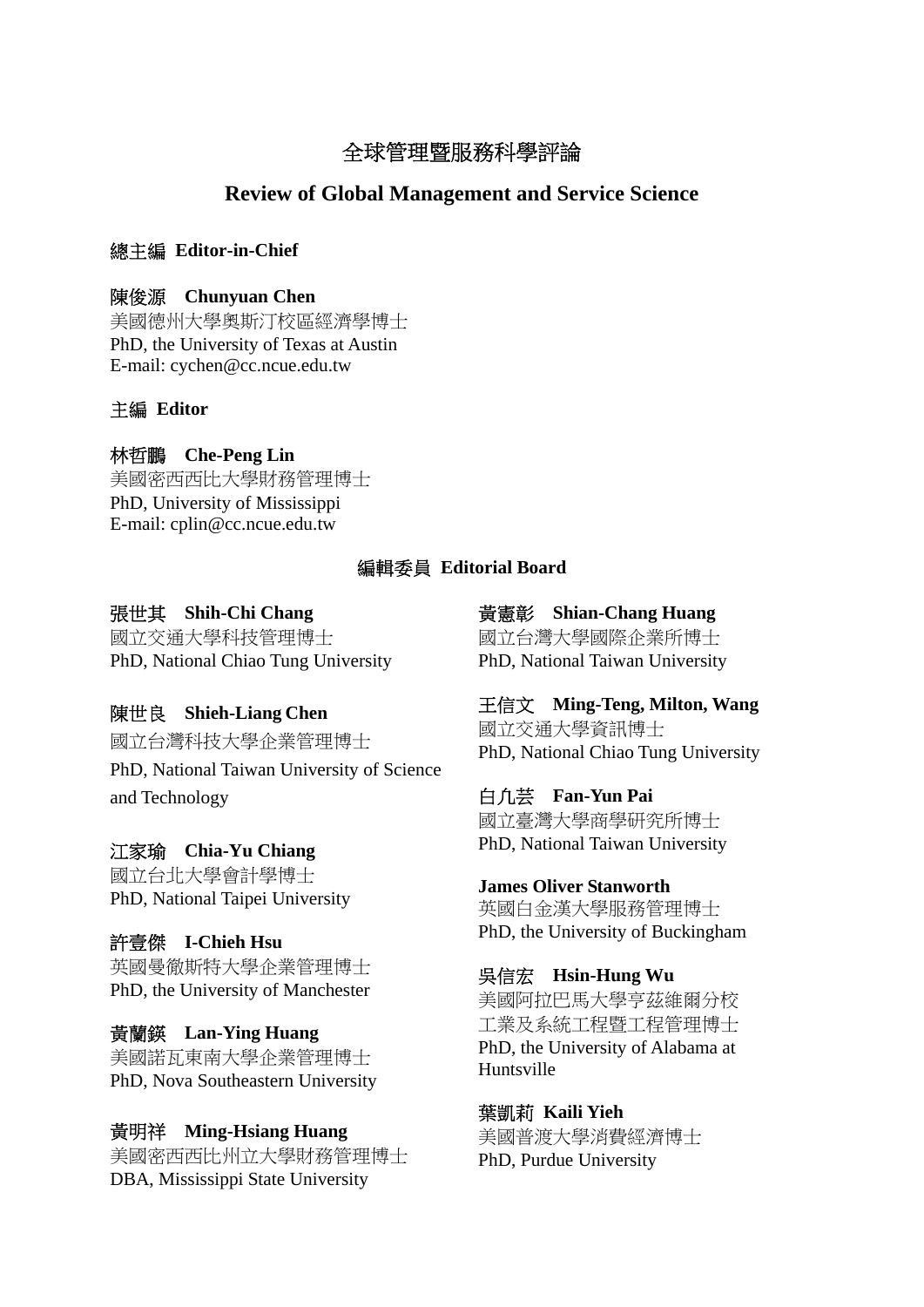# 全球管理暨服務科學評論

## Review of Global Management and Service Science

### 總主編 Editor-in-Chief

**陳俊源　Chunyuan Chen**
美國德州大學奧斯汀校區經濟學博士
PhD, the University of Texas at Austin
E-mail: cychen@cc.ncue.edu.tw

### 主編 Editor

**林哲鵬　Che-Peng Lin**
美國密西西比大學財務管理博士
PhD, University of Mississippi
E-mail: cplin@cc.ncue.edu.tw

### 編輯委員 Editorial Board

**張世其　Shih-Chi Chang**
國立交通大學科技管理博士
PhD, National Chiao Tung University

**陳世良　Shieh-Liang Chen**
國立台灣科技大學企業管理博士
PhD, National Taiwan University of Science and Technology

**江家瑜　Chia-Yu Chiang**
國立台北大學會計學博士
PhD, National Taipei University

**許壹傑　I-Chieh Hsu**
英國曼徹斯特大學企業管理博士
PhD, the University of Manchester

**黃蘭鍈　Lan-Ying Huang**
美國諾瓦東南大學企業管理博士
PhD, Nova Southeastern University

**黃明祥　Ming-Hsiang Huang**
美國密西西比州立大學財務管理博士
DBA, Mississippi State University

**黃憲彰　Shian-Chang Huang**
國立台灣大學國際企業所博士
PhD, National Taiwan University

**王信文　Ming-Teng, Milton, Wang**
國立交通大學資訊博士
PhD, National Chiao Tung University

**白凢芸　Fan-Yun Pai**
國立臺灣大學商學研究所博士
PhD, National Taiwan University

**James Oliver Stanworth**
英國白金漢大學服務管理博士
PhD, the University of Buckingham

**吳信宏　Hsin-Hung Wu**
美國阿拉巴馬大學亨茲維爾分校
工業及系統工程暨工程管理博士
PhD, the University of Alabama at Huntsville

**葉凱莉　Kaili Yieh**
美國普渡大學消費經濟博士
PhD, Purdue University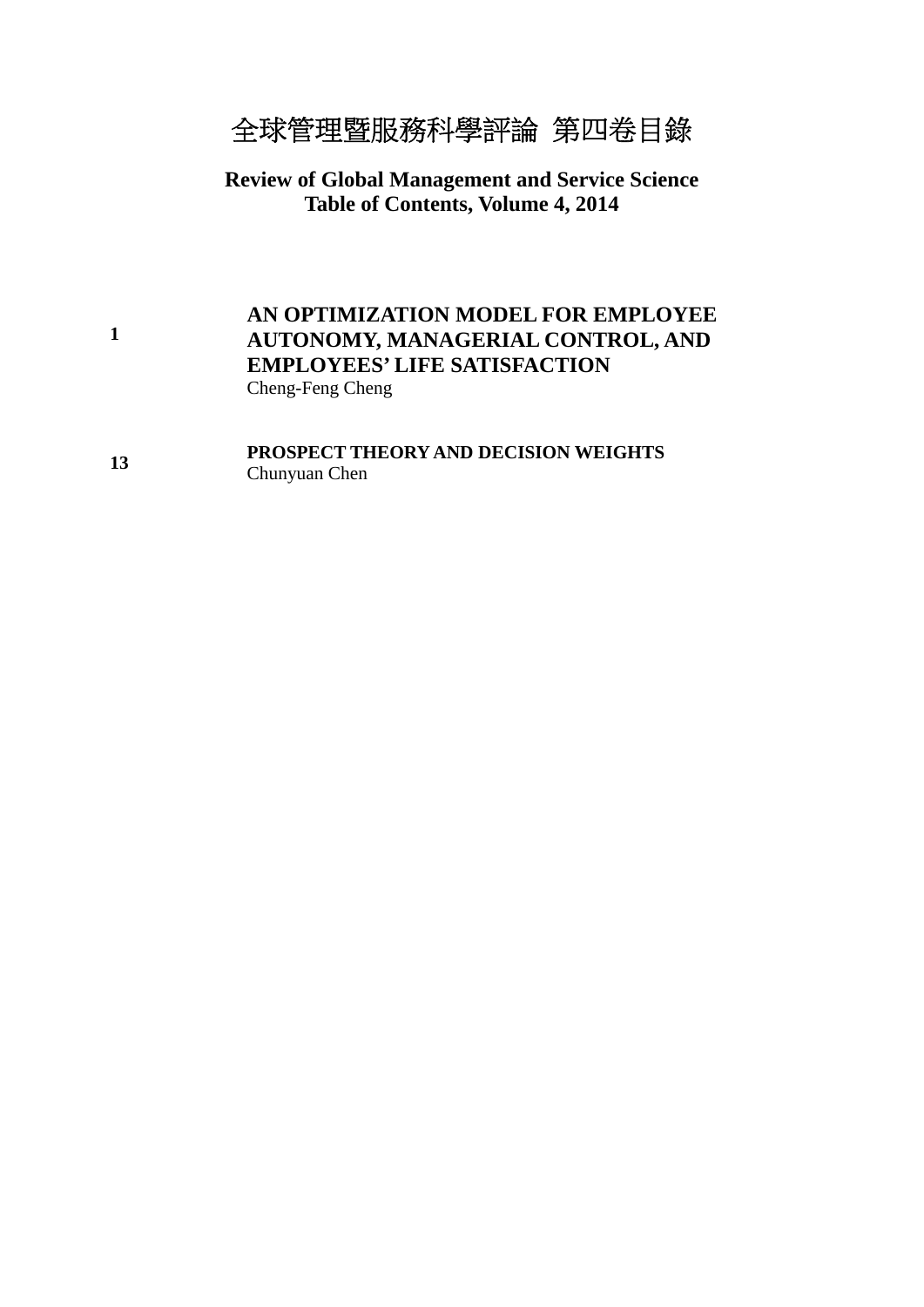# 全球管理暨服務科學評論 第四卷目錄

## Review of Global Management and Service Science
## Table of Contents, Volume 4, 2014

| | |
|---|---|
| **1** | **AN OPTIMIZATION MODEL FOR EMPLOYEE AUTONOMY, MANAGERIAL CONTROL, AND EMPLOYEES' LIFE SATISFACTION**<br>Cheng-Feng Cheng |
| **13** | **PROSPECT THEORY AND DECISION WEIGHTS**<br>Chunyuan Chen |